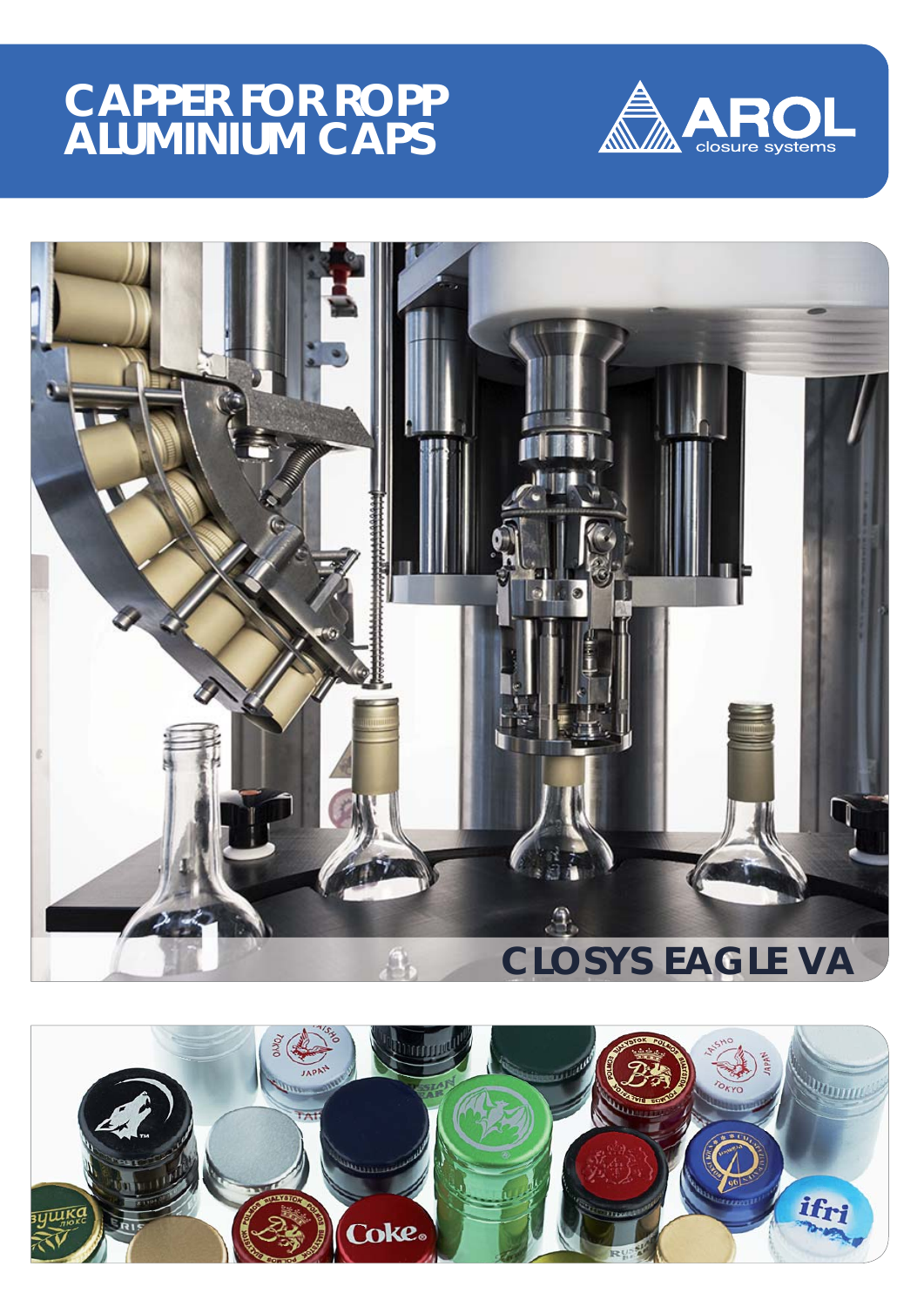# CAPPER FOR ROPP ALUMINIUM CAPS

AROL closure systems

## CLOSYS EAGLE VA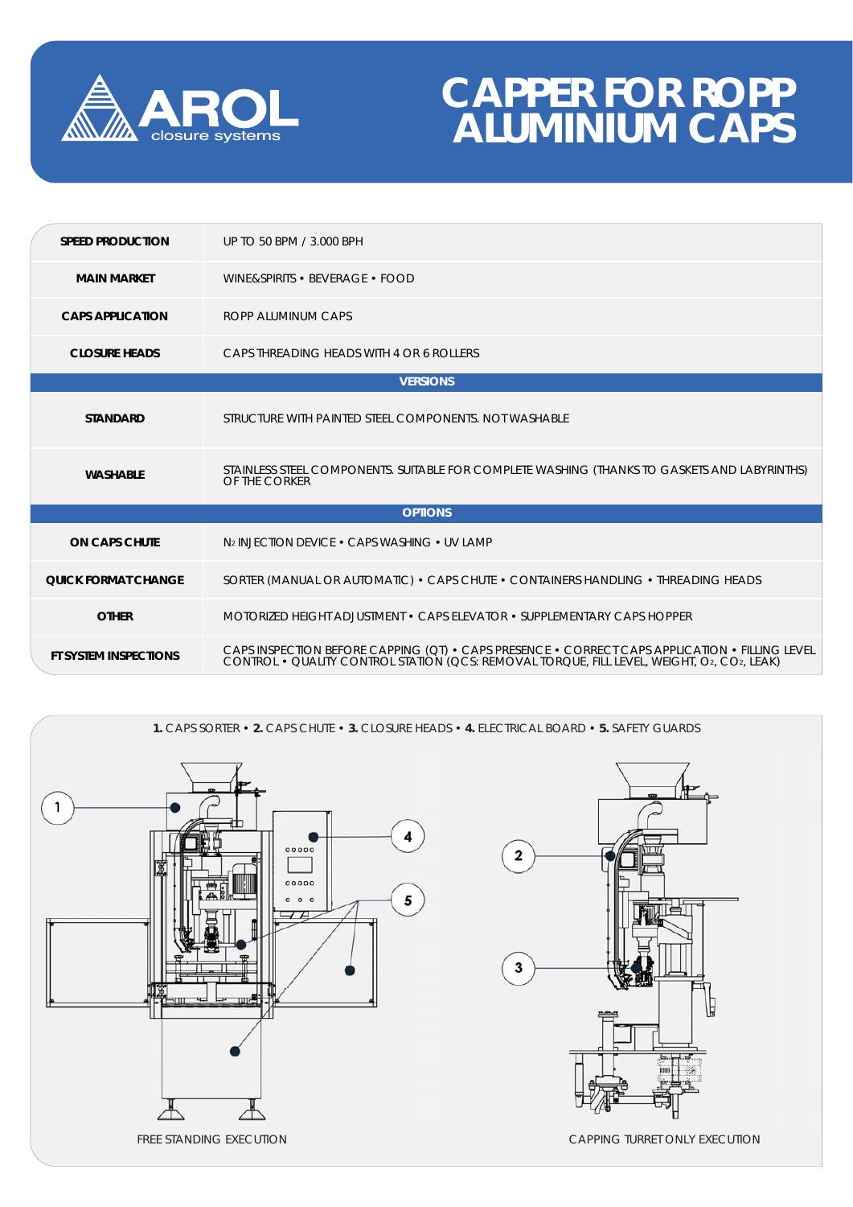# CAPPER FOR ROPP ALUMINIUM CAPS

| | |
|---|---|
| **SPEED PRODUCTION** | UP TO 50 BPM / 3.000 BPH |
| **MAIN MARKET** | WINE&SPIRITS • BEVERAGE • FOOD |
| **CAPS APPLICATION** | ROPP ALUMINUM CAPS |
| **CLOSURE HEADS** | CAPS THREADING HEADS WITH 4 OR 6 ROLLERS |
| **VERSIONS** | |
| **STANDARD** | STRUCTURE WITH PAINTED STEEL COMPONENTS. NOT WASHABLE |
| **WASHABLE** | STAINLESS STEEL COMPONENTS. SUITABLE FOR COMPLETE WASHING (THANKS TO GASKETS AND LABYRINTHS) OF THE CORKER |
| **OPTIONS** | |
| **ON CAPS CHUTE** | $N_2$ INJECTION DEVICE • CAPS WASHING • UV LAMP |
| **QUICK FORMAT CHANGE** | SORTER (MANUAL OR AUTOMATIC) • CAPS CHUTE • CONTAINERS HANDLING • THREADING HEADS |
| **OTHER** | MOTORIZED HEIGHT ADJUSTMENT • CAPS ELEVATOR • SUPPLEMENTARY CAPS HOPPER |
| **FT SYSTEM INSPECTIONS** | CAPS INSPECTION BEFORE CAPPING (QT) • CAPS PRESENCE • CORRECT CAPS APPLICATION • FILLING LEVEL CONTROL • QUALITY CONTROL STATION (QCS: REMOVAL TORQUE, FILL LEVEL, WEIGHT, $O_2$, $CO_2$, LEAK) |

**1.** CAPS SORTER • **2.** CAPS CHUTE • **3.** CLOSURE HEADS • **4.** ELECTRICAL BOARD • **5.** SAFETY GUARDS

FREE STANDING EXECUTION

CAPPING TURRET ONLY EXECUTION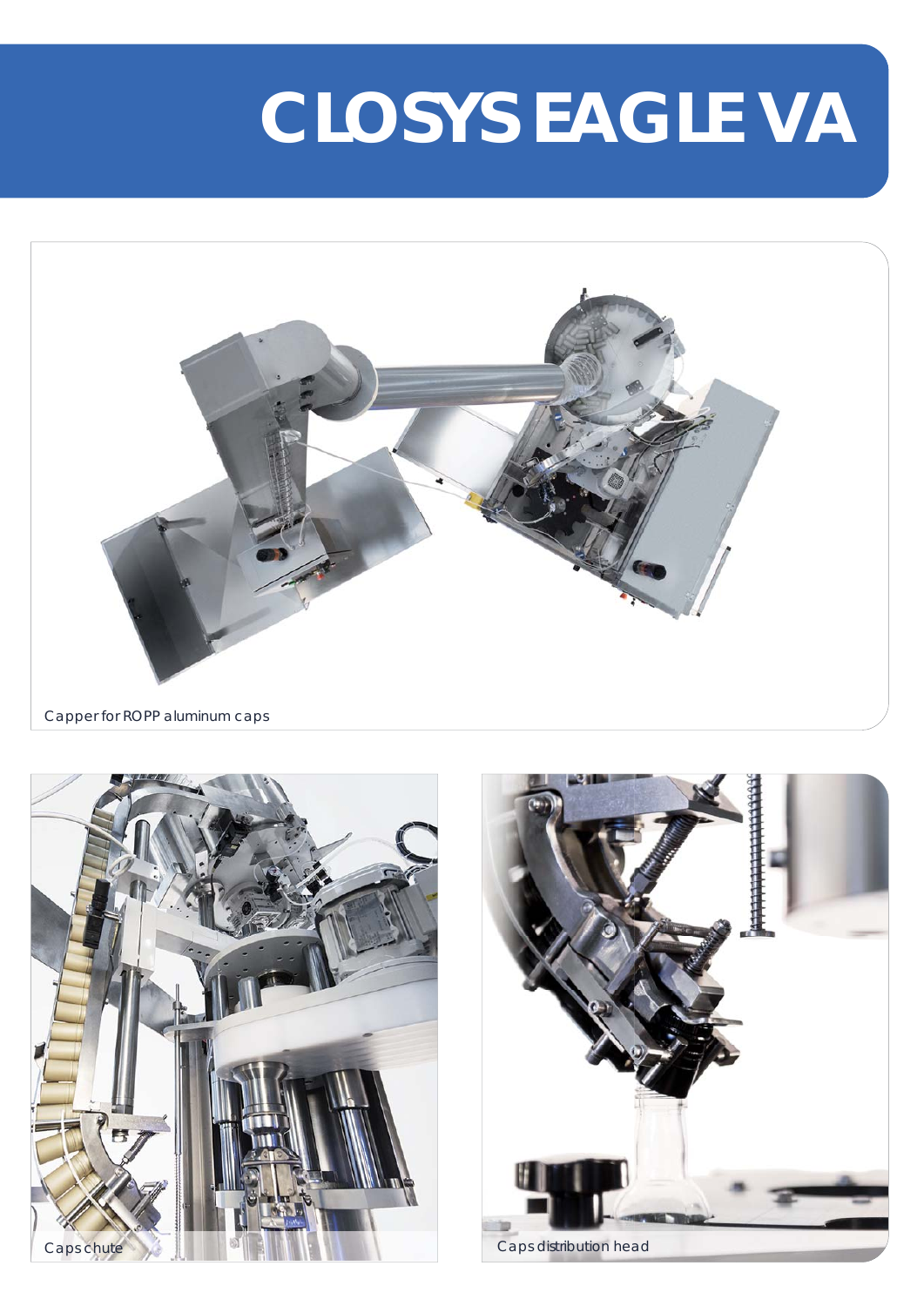# CLOSYS EAGLE VA

Capper for ROPP aluminum caps

Caps chute

Caps distribution head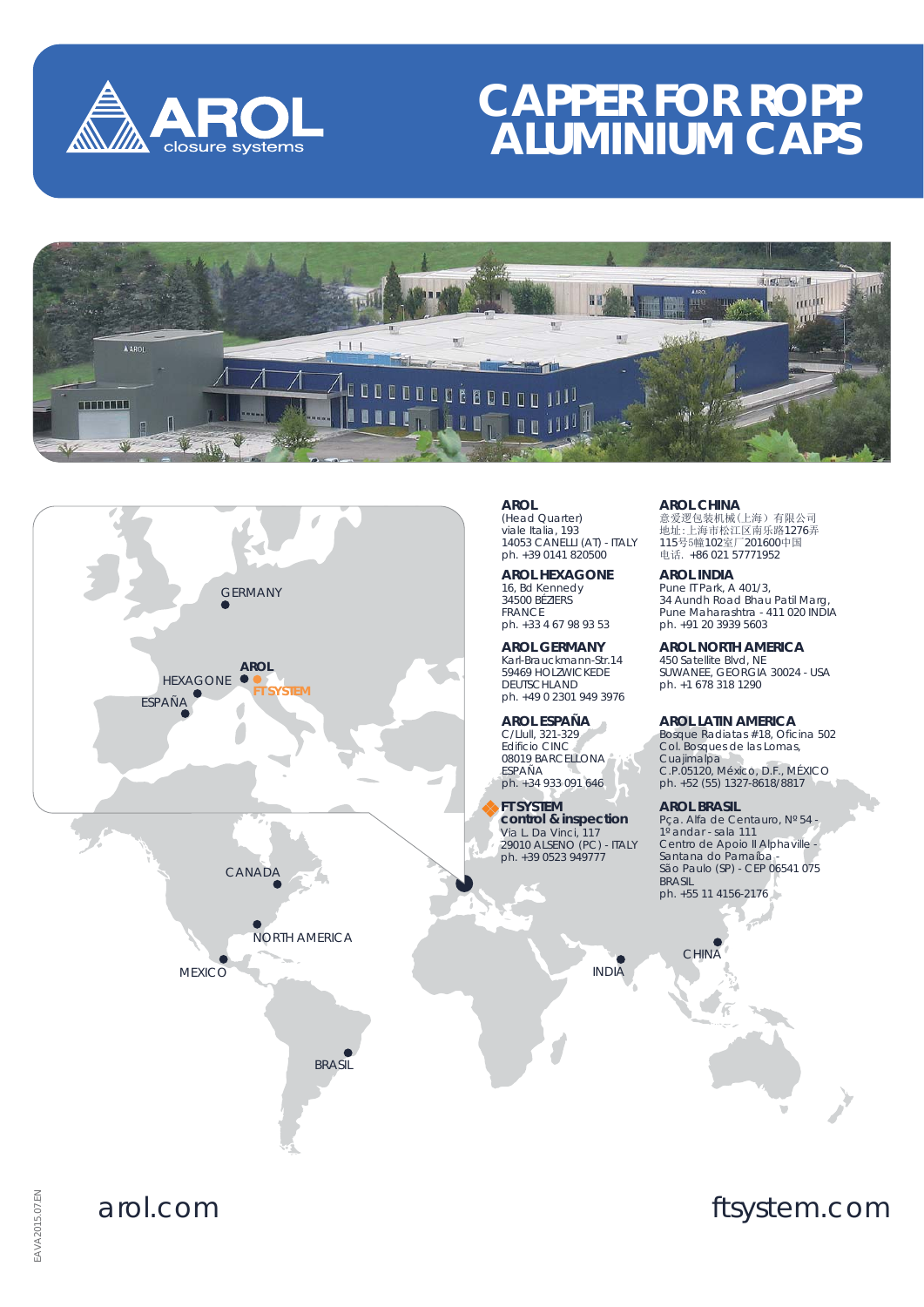# AROL closure systems

# CAPPER FOR ROPP ALUMINIUM CAPS

GERMANY

AROL

HEXAGONE

FT SYSTEM

ESPAÑA

CANADA

NORTH AMERICA

MEXICO

BRASIL

INDIA

CHINA

**AROL**
(Head Quarter)
viale Italia, 193
14053 CANELLI (AT) - ITALY
ph. +39 0141 820500

**AROL HEXAGONE**
16, Bd Kennedy
34500 BÉZIERS
FRANCE
ph. +33 4 67 98 93 53

**AROL GERMANY**
Karl-Brauckmann-Str.14
59469 HOLZWICKEDE
DEUTSCHLAND
ph. +49 0 2301 949 3976

**AROL ESPAÑA**
C/Llull, 321-329
Edificio CINC
08019 BARCELLONA
ESPAÑA
ph. +34 933 091 646

**FT SYSTEM**
**control & inspection**
Via L. Da Vinci, 117
29010 ALSENO (PC) - ITALY
ph. +39 0523 949777

**AROL CHINA**
意爱逻包装机械(上海）有限公司
地址:上海市松江区南乐路1276弄
115号5幢102室厂201600中国
电话. +86 021 57771952

**AROL INDIA**
Pune IT Park, A 401/3,
34 Aundh Road Bhau Patil Marg,
Pune Maharashtra - 411 020 INDIA
ph. +91 20 3939 5603

**AROL NORTH AMERICA**
450 Satellite Blvd, NE
SUWANEE, GEORGIA 30024 - USA
ph. +1 678 318 1290

**AROL LATIN AMERICA**
Bosque Radiatas #18, Oficina 502
Col. Bosques de las Lomas,
Cuajimalpa
C.P.05120, México, D.F., MÉXICO
ph. +52 (55) 1327-8618/8817

**AROL BRASIL**
Pça. Alfa de Centauro, Nº 54 -
1º andar - sala 111
Centro de Apoio II Alphaville -
Santana do Parnaíba -
São Paulo (SP) - CEP 06541 075
BRASIL
ph. +55 11 4156-2176

EAVA2015.07.EN

arol.com

ftsystem.com